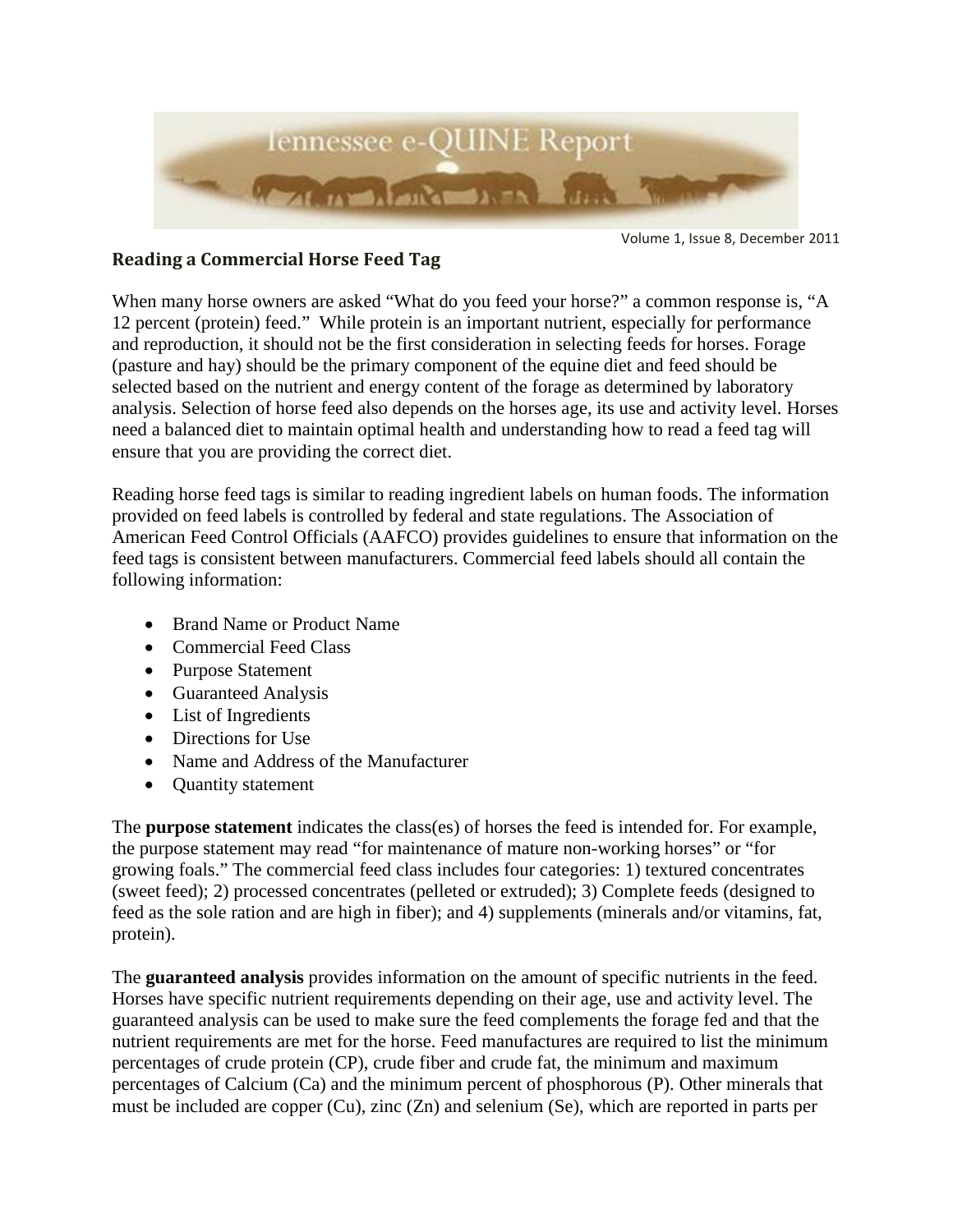Volume 1, Issue 8, December 2011

## Reading a Commercial Horse Feed Tag

When many horse owners are asked "What do you feed your horse?" a common response is, "A 12 percent (protein) feed." While protein is an important nutrient, especially for performance and reproduction, it should not be the first consideration in selecting feeds for horses. Forage (pasture and hay) should be the primary component of the equine diet and feed should be selected based on the nutrient and energy content of the forage as determined by laboratory analysis. Selection of horse feed also depends on the horses age, its use and activity level. Horses need a balanced diet to maintain optimal health and understanding how to read a feed tag will ensure that you are providing the correct diet.

Reading horse feed tags is similar to reading ingredient labels on human foods. The information provided on feed labels is controlled by federal and state regulations. The Association of American Feed Control Officials (AAFCO) provides guidelines to ensure that information on the feed tags is consistent between manufacturers. Commercial feed labels should all contain the following information:

- Brand Name or Product Name
- Commercial Feed Class
- Purpose Statement
- Guaranteed Analysis
- List of Ingredients
- Directions for Use
- Name and Address of the Manufacturer
- Quantity statement

The **purpose statement** indicates the class(es) of horses the feed is intended for. For example, the purpose statement may read "for maintenance of mature non-working horses" or "for growing foals." The commercial feed class includes four categories: 1) textured concentrates (sweet feed); 2) processed concentrates (pelleted or extruded); 3) Complete feeds (designed to feed as the sole ration and are high in fiber); and 4) supplements (minerals and/or vitamins, fat, protein).

The **guaranteed analysis** provides information on the amount of specific nutrients in the feed. Horses have specific nutrient requirements depending on their age, use and activity level. The guaranteed analysis can be used to make sure the feed complements the forage fed and that the nutrient requirements are met for the horse. Feed manufactures are required to list the minimum percentages of crude protein (CP), crude fiber and crude fat, the minimum and maximum percentages of Calcium (Ca) and the minimum percent of phosphorous (P). Other minerals that must be included are copper (Cu), zinc (Zn) and selenium (Se), which are reported in parts per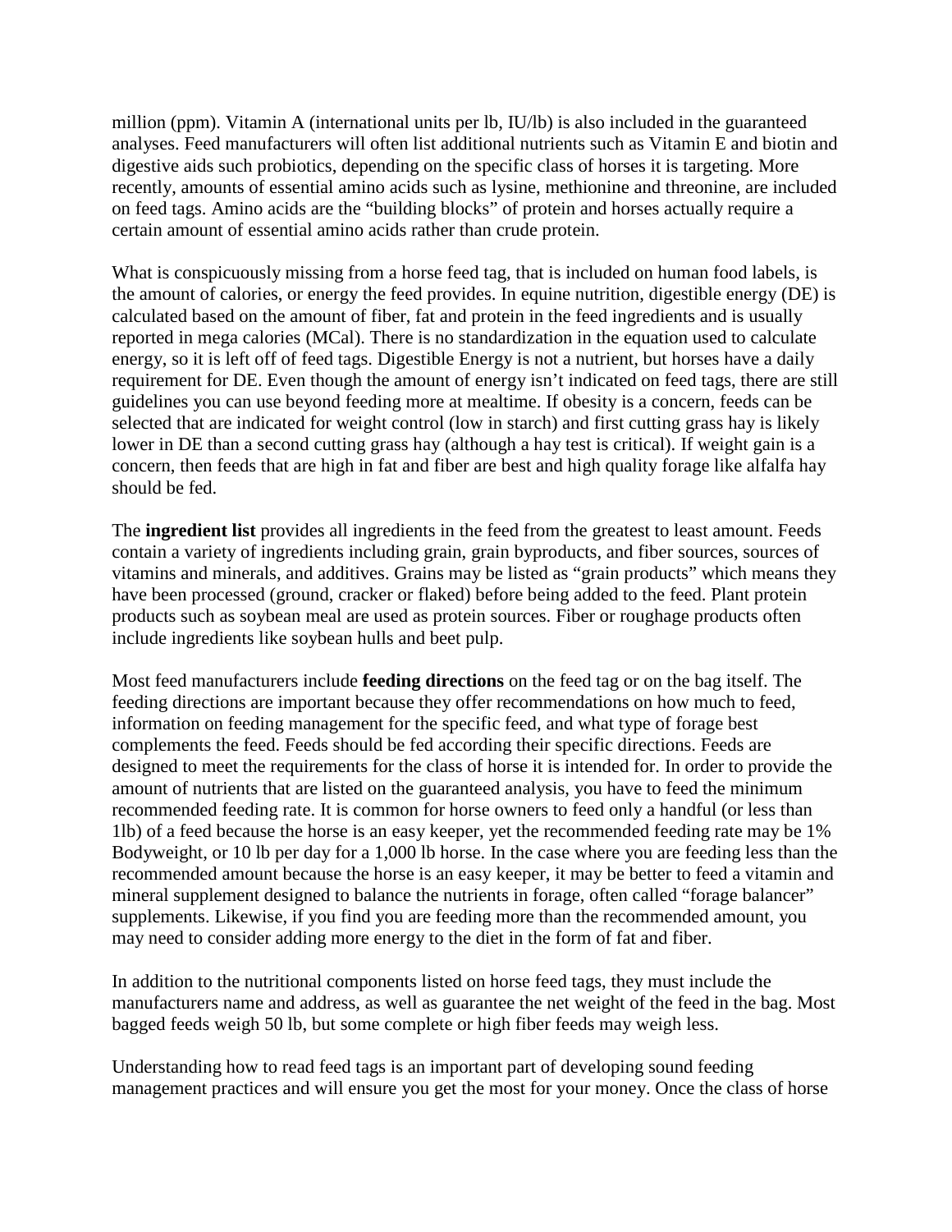million (ppm). Vitamin A (international units per lb, IU/lb) is also included in the guaranteed analyses. Feed manufacturers will often list additional nutrients such as Vitamin E and biotin and digestive aids such probiotics, depending on the specific class of horses it is targeting. More recently, amounts of essential amino acids such as lysine, methionine and threonine, are included on feed tags. Amino acids are the "building blocks" of protein and horses actually require a certain amount of essential amino acids rather than crude protein.

What is conspicuously missing from a horse feed tag, that is included on human food labels, is the amount of calories, or energy the feed provides. In equine nutrition, digestible energy (DE) is calculated based on the amount of fiber, fat and protein in the feed ingredients and is usually reported in mega calories (MCal). There is no standardization in the equation used to calculate energy, so it is left off of feed tags. Digestible Energy is not a nutrient, but horses have a daily requirement for DE. Even though the amount of energy isn't indicated on feed tags, there are still guidelines you can use beyond feeding more at mealtime. If obesity is a concern, feeds can be selected that are indicated for weight control (low in starch) and first cutting grass hay is likely lower in DE than a second cutting grass hay (although a hay test is critical). If weight gain is a concern, then feeds that are high in fat and fiber are best and high quality forage like alfalfa hay should be fed.

The **ingredient list** provides all ingredients in the feed from the greatest to least amount. Feeds contain a variety of ingredients including grain, grain byproducts, and fiber sources, sources of vitamins and minerals, and additives. Grains may be listed as "grain products" which means they have been processed (ground, cracker or flaked) before being added to the feed. Plant protein products such as soybean meal are used as protein sources. Fiber or roughage products often include ingredients like soybean hulls and beet pulp.

Most feed manufacturers include **feeding directions** on the feed tag or on the bag itself. The feeding directions are important because they offer recommendations on how much to feed, information on feeding management for the specific feed, and what type of forage best complements the feed. Feeds should be fed according their specific directions. Feeds are designed to meet the requirements for the class of horse it is intended for. In order to provide the amount of nutrients that are listed on the guaranteed analysis, you have to feed the minimum recommended feeding rate. It is common for horse owners to feed only a handful (or less than 1lb) of a feed because the horse is an easy keeper, yet the recommended feeding rate may be 1% Bodyweight, or 10 lb per day for a 1,000 lb horse. In the case where you are feeding less than the recommended amount because the horse is an easy keeper, it may be better to feed a vitamin and mineral supplement designed to balance the nutrients in forage, often called "forage balancer" supplements. Likewise, if you find you are feeding more than the recommended amount, you may need to consider adding more energy to the diet in the form of fat and fiber.

In addition to the nutritional components listed on horse feed tags, they must include the manufacturers name and address, as well as guarantee the net weight of the feed in the bag. Most bagged feeds weigh 50 lb, but some complete or high fiber feeds may weigh less.

Understanding how to read feed tags is an important part of developing sound feeding management practices and will ensure you get the most for your money. Once the class of horse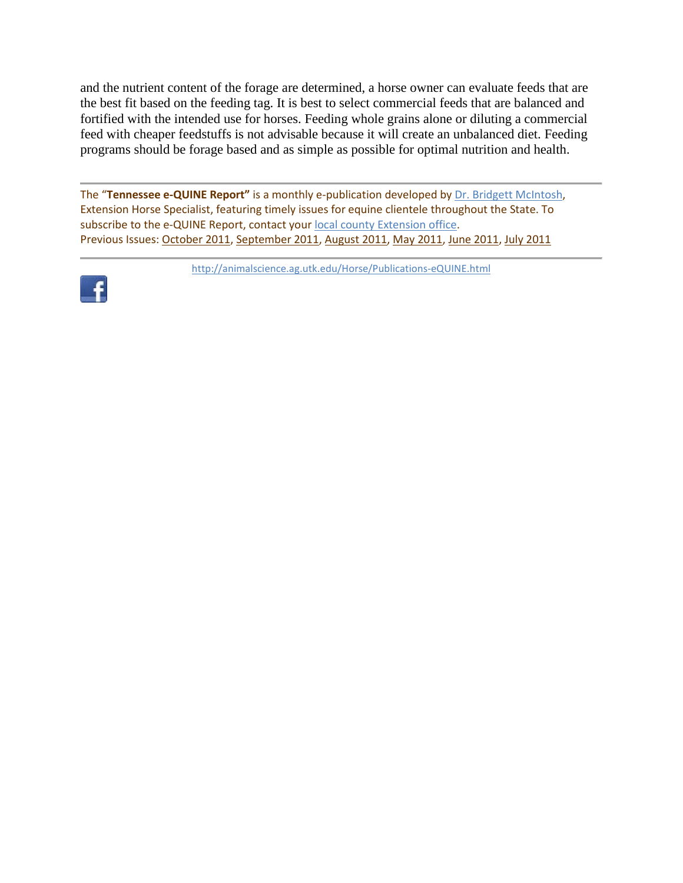and the nutrient content of the forage are determined, a horse owner can evaluate feeds that are the best fit based on the feeding tag. It is best to select commercial feeds that are balanced and fortified with the intended use for horses. Feeding whole grains alone or diluting a commercial feed with cheaper feedstuffs is not advisable because it will create an unbalanced diet. Feeding programs should be forage based and as simple as possible for optimal nutrition and health.

---

The "**Tennessee e-QUINE Report"** is a monthly e-publication developed by Dr. Bridgett McIntosh, Extension Horse Specialist, featuring timely issues for equine clientele throughout the State. To subscribe to the e-QUINE Report, contact your local county Extension office.
Previous Issues: October 2011, September 2011, August 2011, May 2011, June 2011, July 2011

---

http://animalscience.ag.utk.edu/Horse/Publications-eQUINE.html